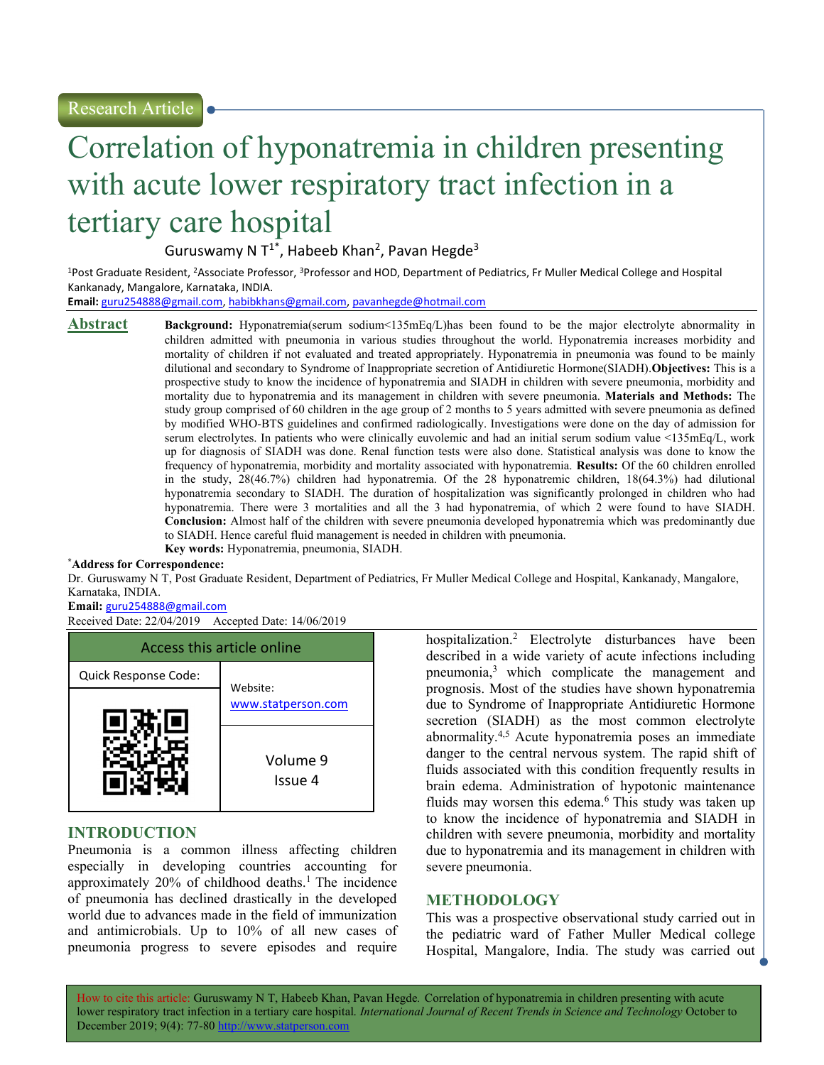Research Article

# Correlation of hyponatremia in children presenting with acute lower respiratory tract infection in a tertiary care hospital

Guruswamy N T[1*], Habeeb Khan[2], Pavan Hegde[3]

[1]Post Graduate Resident, [2]Associate Professor, [3]Professor and HOD, Department of Pediatrics, Fr Muller Medical College and Hospital Kankanady, Mangalore, Karnataka, INDIA.

**Email:** guru254888@gmail.com, habibkhans@gmail.com, pavanhegde@hotmail.com

## Abstract

**Background:** Hyponatremia(serum sodium<135mEq/L)has been found to be the major electrolyte abnormality in children admitted with pneumonia in various studies throughout the world. Hyponatremia increases morbidity and mortality of children if not evaluated and treated appropriately. Hyponatremia in pneumonia was found to be mainly dilutional and secondary to Syndrome of Inappropriate secretion of Antidiuretic Hormone(SIADH).**Objectives:** This is a prospective study to know the incidence of hyponatremia and SIADH in children with severe pneumonia, morbidity and mortality due to hyponatremia and its management in children with severe pneumonia. **Materials and Methods:** The study group comprised of 60 children in the age group of 2 months to 5 years admitted with severe pneumonia as defined by modified WHO-BTS guidelines and confirmed radiologically. Investigations were done on the day of admission for serum electrolytes. In patients who were clinically euvolemic and had an initial serum sodium value <135mEq/L, work up for diagnosis of SIADH was done. Renal function tests were also done. Statistical analysis was done to know the frequency of hyponatremia, morbidity and mortality associated with hyponatremia. **Results:** Of the 60 children enrolled in the study, 28(46.7%) children had hyponatremia. Of the 28 hyponatremic children, 18(64.3%) had dilutional hyponatremia secondary to SIADH. The duration of hospitalization was significantly prolonged in children who had hyponatremia. There were 3 mortalities and all the 3 had hyponatremia, of which 2 were found to have SIADH. **Conclusion:** Almost half of the children with severe pneumonia developed hyponatremia which was predominantly due to SIADH. Hence careful fluid management is needed in children with pneumonia.

**Key words:** Hyponatremia, pneumonia, SIADH.

**\*Address for Correspondence:**
Dr. Guruswamy N T, Post Graduate Resident, Department of Pediatrics, Fr Muller Medical College and Hospital, Kankanady, Mangalore, Karnataka, INDIA.
**Email:** guru254888@gmail.com
Received Date: 22/04/2019 Accepted Date: 14/06/2019

| Access this article online | |
|---|---|
| Quick Response Code: | Website: www.statperson.com |
| | Volume 9 Issue 4 |

## INTRODUCTION

Pneumonia is a common illness affecting children especially in developing countries accounting for approximately 20% of childhood deaths.[1] The incidence of pneumonia has declined drastically in the developed world due to advances made in the field of immunization and antimicrobials. Up to 10% of all new cases of pneumonia progress to severe episodes and require hospitalization.[2] Electrolyte disturbances have been described in a wide variety of acute infections including pneumonia,[3] which complicate the management and prognosis. Most of the studies have shown hyponatremia due to Syndrome of Inappropriate Antidiuretic Hormone secretion (SIADH) as the most common electrolyte abnormality.[4,5] Acute hyponatremia poses an immediate danger to the central nervous system. The rapid shift of fluids associated with this condition frequently results in brain edema. Administration of hypotonic maintenance fluids may worsen this edema.[6] This study was taken up to know the incidence of hyponatremia and SIADH in children with severe pneumonia, morbidity and mortality due to hyponatremia and its management in children with severe pneumonia.

## METHODOLOGY

This was a prospective observational study carried out in the pediatric ward of Father Muller Medical college Hospital, Mangalore, India. The study was carried out

How to cite this article: Guruswamy N T, Habeeb Khan, Pavan Hegde. Correlation of hyponatremia in children presenting with acute lower respiratory tract infection in a tertiary care hospital. *International Journal of Recent Trends in Science and Technology* October to December 2019; 9(4): 77-80 http://www.statperson.com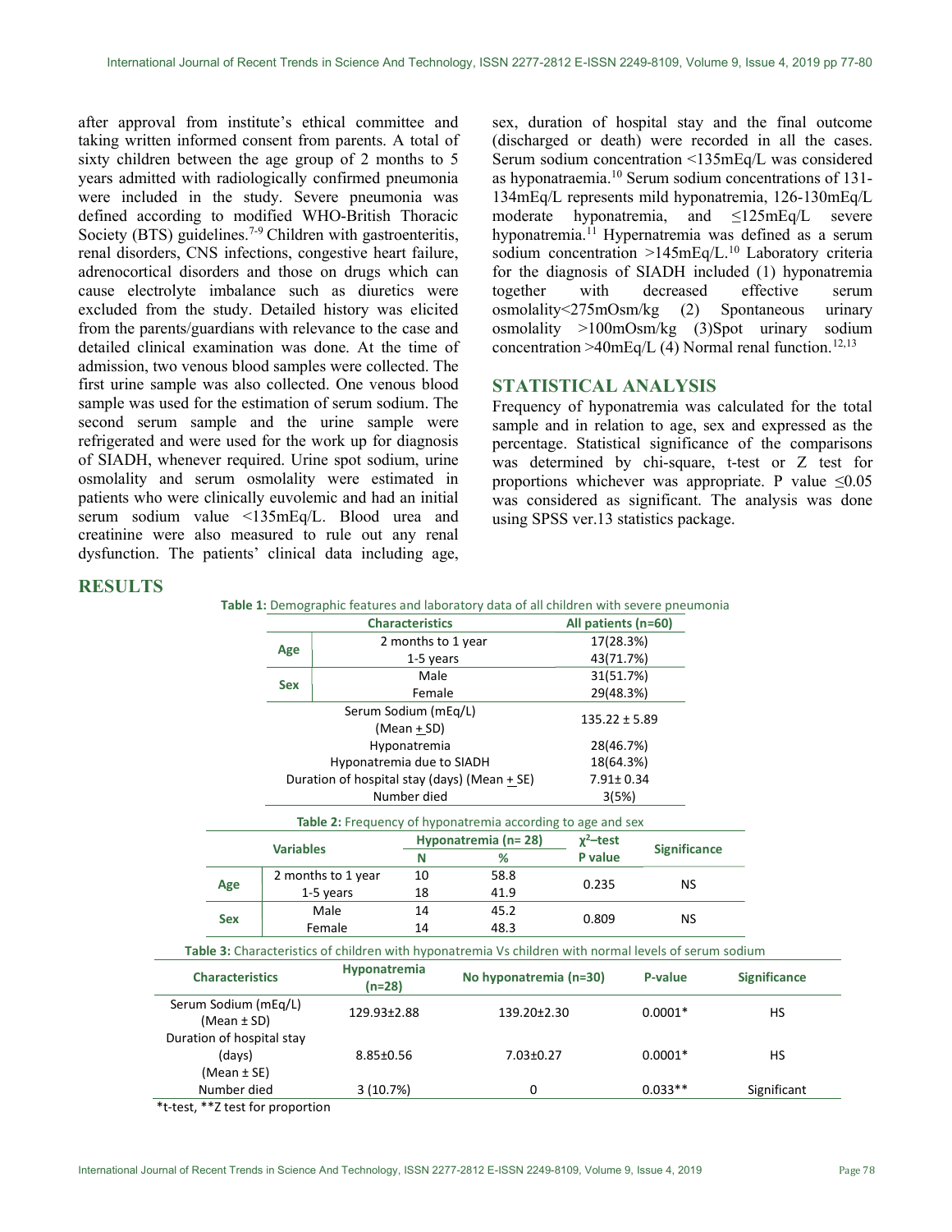after approval from institute's ethical committee and taking written informed consent from parents. A total of sixty children between the age group of 2 months to 5 years admitted with radiologically confirmed pneumonia were included in the study. Severe pneumonia was defined according to modified WHO-British Thoracic Society (BTS) guidelines.[7-9] Children with gastroenteritis, renal disorders, CNS infections, congestive heart failure, adrenocortical disorders and those on drugs which can cause electrolyte imbalance such as diuretics were excluded from the study. Detailed history was elicited from the parents/guardians with relevance to the case and detailed clinical examination was done. At the time of admission, two venous blood samples were collected. The first urine sample was also collected. One venous blood sample was used for the estimation of serum sodium. The second serum sample and the urine sample were refrigerated and were used for the work up for diagnosis of SIADH, whenever required. Urine spot sodium, urine osmolality and serum osmolality were estimated in patients who were clinically euvolemic and had an initial serum sodium value <135mEq/L. Blood urea and creatinine were also measured to rule out any renal dysfunction. The patients' clinical data including age, sex, duration of hospital stay and the final outcome (discharged or death) were recorded in all the cases. Serum sodium concentration <135mEq/L was considered as hyponatraemia.[10] Serum sodium concentrations of 131-134mEq/L represents mild hyponatremia, 126-130mEq/L moderate hyponatremia, and ≤125mEq/L severe hyponatremia.[11] Hypernatremia was defined as a serum sodium concentration >145mEq/L.[10] Laboratory criteria for the diagnosis of SIADH included (1) hyponatremia together with decreased effective serum osmolality<275mOsm/kg (2) Spontaneous urinary osmolality >100mOsm/kg (3)Spot urinary sodium concentration >40mEq/L (4) Normal renal function.[12,13]

## STATISTICAL ANALYSIS

Frequency of hyponatremia was calculated for the total sample and in relation to age, sex and expressed as the percentage. Statistical significance of the comparisons was determined by chi-square, t-test or Z test for proportions whichever was appropriate. P value ≤0.05 was considered as significant. The analysis was done using SPSS ver.13 statistics package.

## RESULTS

**Table 1:** Demographic features and laboratory data of all children with severe pneumonia

| Characteristics | | All patients (n=60) |
|---|---|---|
| Age | 2 months to 1 year | 17(28.3%) |
| | 1-5 years | 43(71.7%) |
| Sex | Male | 31(51.7%) |
| | Female | 29(48.3%) |
| Serum Sodium (mEq/L) (Mean ± SD) | | 135.22 ± 5.89 |
| Hyponatremia | | 28(46.7%) |
| Hyponatremia due to SIADH | | 18(64.3%) |
| Duration of hospital stay (days) (Mean ± SE) | | 7.91± 0.34 |
| Number died | | 3(5%) |

**Table 2:** Frequency of hyponatremia according to age and sex

| Variables | | Hyponatremia (n= 28) | | $\chi^2$–test P value | Significance |
|---|---|---|---|---|---|
| | | N | % | | |
| Age | 2 months to 1 year | 10 | 58.8 | 0.235 | NS |
| | 1-5 years | 18 | 41.9 | | |
| Sex | Male | 14 | 45.2 | 0.809 | NS |
| | Female | 14 | 48.3 | | |

**Table 3:** Characteristics of children with hyponatremia Vs children with normal levels of serum sodium

| Characteristics | Hyponatremia (n=28) | No hyponatremia (n=30) | P-value | Significance |
|---|---|---|---|---|
| Serum Sodium (mEq/L) (Mean ± SD) | 129.93±2.88 | 139.20±2.30 | 0.0001* | HS |
| Duration of hospital stay (days) (Mean ± SE) | 8.85±0.56 | 7.03±0.27 | 0.0001* | HS |
| Number died | 3 (10.7%) | 0 | 0.033** | Significant |

*t-test, **Z test for proportion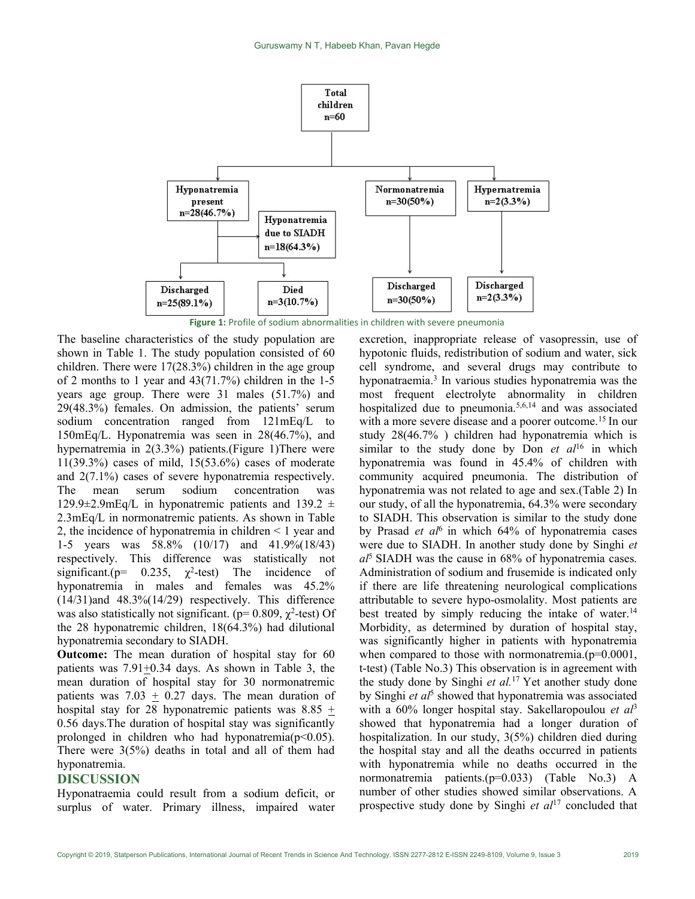Figure 1: Profile of sodium abnormalities in children with severe pneumonia

The baseline characteristics of the study population are shown in Table 1. The study population consisted of 60 children. There were 17(28.3%) children in the age group of 2 months to 1 year and 43(71.7%) children in the 1-5 years age group. There were 31 males (51.7%) and 29(48.3%) females. On admission, the patients' serum sodium concentration ranged from 121mEq/L to 150mEq/L. Hyponatremia was seen in 28(46.7%), and hypernatremia in 2(3.3%) patients.(Figure 1)There were 11(39.3%) cases of mild, 15(53.6%) cases of moderate and 2(7.1%) cases of severe hyponatremia respectively. The mean serum sodium concentration was 129.9±2.9mEq/L in hyponatremic patients and 139.2 ± 2.3mEq/L in normonatremic patients. As shown in Table 2, the incidence of hyponatremia in children < 1 year and 1-5 years was 58.8% (10/17) and 41.9%(18/43) respectively. This difference was statistically not significant.(p= 0.235, $\chi^2$-test) The incidence of hyponatremia in males and females was 45.2% (14/31)and 48.3%(14/29) respectively. This difference was also statistically not significant. (p= 0.809, $\chi^2$-test) Of the 28 hyponatremic children, 18(64.3%) had dilutional hyponatremia secondary to SIADH.

**Outcome:** The mean duration of hospital stay for 60 patients was 7.91±0.34 days. As shown in Table 3, the mean duration of hospital stay for 30 normonatremic patients was 7.03 ± 0.27 days. The mean duration of hospital stay for 28 hyponatremic patients was 8.85 ± 0.56 days.The duration of hospital stay was significantly prolonged in children who had hyponatremia(p<0.05). There were 3(5%) deaths in total and all of them had hyponatremia.

## DISCUSSION

Hyponatraemia could result from a sodium deficit, or surplus of water. Primary illness, impaired water excretion, inappropriate release of vasopressin, use of hypotonic fluids, redistribution of sodium and water, sick cell syndrome, and several drugs may contribute to hyponatraemia.[3] In various studies hyponatremia was the most frequent electrolyte abnormality in children hospitalized due to pneumonia.[5,6,14] and was associated with a more severe disease and a poorer outcome.[15] In our study 28(46.7% ) children had hyponatremia which is similar to the study done by Don *et al*[16] in which hyponatremia was found in 45.4% of children with community acquired pneumonia. The distribution of hyponatremia was not related to age and sex.(Table 2) In our study, of all the hyponatremia, 64.3% were secondary to SIADH. This observation is similar to the study done by Prasad *et al*[6] in which 64% of hyponatremia cases were due to SIADH. In another study done by Singhi *et al*[5] SIADH was the cause in 68% of hyponatremia cases. Administration of sodium and frusemide is indicated only if there are life threatening neurological complications attributable to severe hypo-osmolality. Most patients are best treated by simply reducing the intake of water.[14] Morbidity, as determined by duration of hospital stay, was significantly higher in patients with hyponatremia when compared to those with normonatremia.(p=0.0001, t-test) (Table No.3) This observation is in agreement with the study done by Singhi *et al.*[17] Yet another study done by Singhi *et al*[5] showed that hyponatremia was associated with a 60% longer hospital stay. Sakellaropoulou *et al*[3] showed that hyponatremia had a longer duration of hospitalization. In our study, 3(5%) children died during the hospital stay and all the deaths occurred in patients with hyponatremia while no deaths occurred in the normonatremia patients.(p=0.033) (Table No.3) A number of other studies showed similar observations. A prospective study done by Singhi *et al*[17] concluded that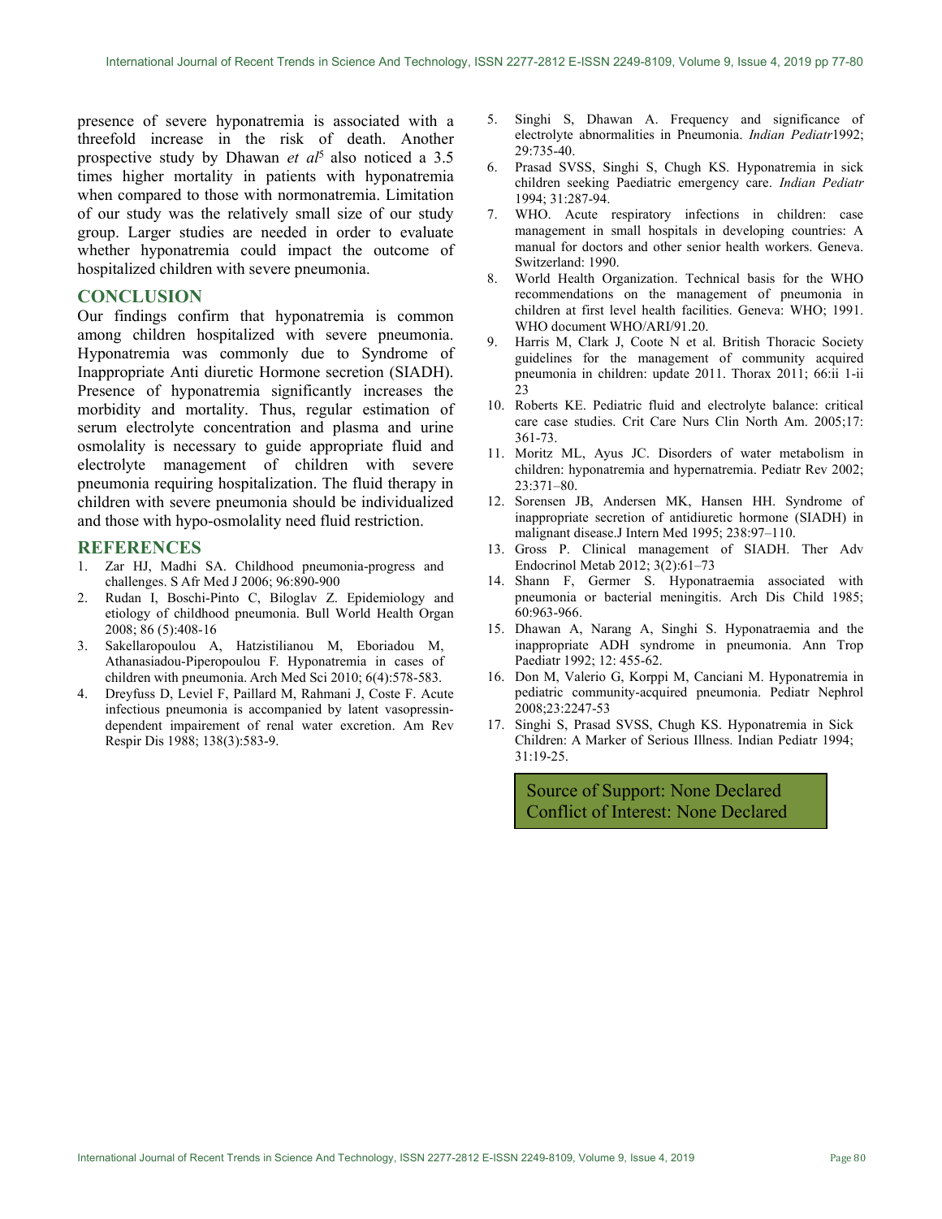presence of severe hyponatremia is associated with a threefold increase in the risk of death. Another prospective study by Dhawan *et al*[5] also noticed a 3.5 times higher mortality in patients with hyponatremia when compared to those with normonatremia. Limitation of our study was the relatively small size of our study group. Larger studies are needed in order to evaluate whether hyponatremia could impact the outcome of hospitalized children with severe pneumonia.

## CONCLUSION

Our findings confirm that hyponatremia is common among children hospitalized with severe pneumonia. Hyponatremia was commonly due to Syndrome of Inappropriate Anti diuretic Hormone secretion (SIADH). Presence of hyponatremia significantly increases the morbidity and mortality. Thus, regular estimation of serum electrolyte concentration and plasma and urine osmolality is necessary to guide appropriate fluid and electrolyte management of children with severe pneumonia requiring hospitalization. The fluid therapy in children with severe pneumonia should be individualized and those with hypo-osmolality need fluid restriction.

## REFERENCES

1. Zar HJ, Madhi SA. Childhood pneumonia-progress and challenges. S Afr Med J 2006; 96:890-900
2. Rudan I, Boschi-Pinto C, Biloglav Z. Epidemiology and etiology of childhood pneumonia. Bull World Health Organ 2008; 86 (5):408-16
3. Sakellaropoulou A, Hatzistilianou M, Eboriadou M, Athanasiadou-Piperopoulou F. Hyponatremia in cases of children with pneumonia. Arch Med Sci 2010; 6(4):578-583.
4. Dreyfuss D, Leviel F, Paillard M, Rahmani J, Coste F. Acute infectious pneumonia is accompanied by latent vasopressin-dependent impairement of renal water excretion. Am Rev Respir Dis 1988; 138(3):583-9.
5. Singhi S, Dhawan A. Frequency and significance of electrolyte abnormalities in Pneumonia. *Indian Pediatr*1992; 29:735-40.
6. Prasad SVSS, Singhi S, Chugh KS. Hyponatremia in sick children seeking Paediatric emergency care. *Indian Pediatr* 1994; 31:287-94.
7. WHO. Acute respiratory infections in children: case management in small hospitals in developing countries: A manual for doctors and other senior health workers. Geneva. Switzerland: 1990.
8. World Health Organization. Technical basis for the WHO recommendations on the management of pneumonia in children at first level health facilities. Geneva: WHO; 1991. WHO document WHO/ARI/91.20.
9. Harris M, Clark J, Coote N et al. British Thoracic Society guidelines for the management of community acquired pneumonia in children: update 2011. Thorax 2011; 66:ii 1-ii 23
10. Roberts KE. Pediatric fluid and electrolyte balance: critical care case studies. Crit Care Nurs Clin North Am. 2005;17: 361-73.
11. Moritz ML, Ayus JC. Disorders of water metabolism in children: hyponatremia and hypernatremia. Pediatr Rev 2002; 23:371–80.
12. Sorensen JB, Andersen MK, Hansen HH. Syndrome of inappropriate secretion of antidiuretic hormone (SIADH) in malignant disease.J Intern Med 1995; 238:97–110.
13. Gross P. Clinical management of SIADH. Ther Adv Endocrinol Metab 2012; 3(2):61–73
14. Shann F, Germer S. Hyponatraemia associated with pneumonia or bacterial meningitis. Arch Dis Child 1985; 60:963-966.
15. Dhawan A, Narang A, Singhi S. Hyponatraemia and the inappropriate ADH syndrome in pneumonia. Ann Trop Paediatr 1992; 12: 455-62.
16. Don M, Valerio G, Korppi M, Canciani M. Hyponatremia in pediatric community-acquired pneumonia. Pediatr Nephrol 2008;23:2247-53
17. Singhi S, Prasad SVSS, Chugh KS. Hyponatremia in Sick Children: A Marker of Serious Illness. Indian Pediatr 1994; 31:19-25.

Source of Support: None Declared
Conflict of Interest: None Declared